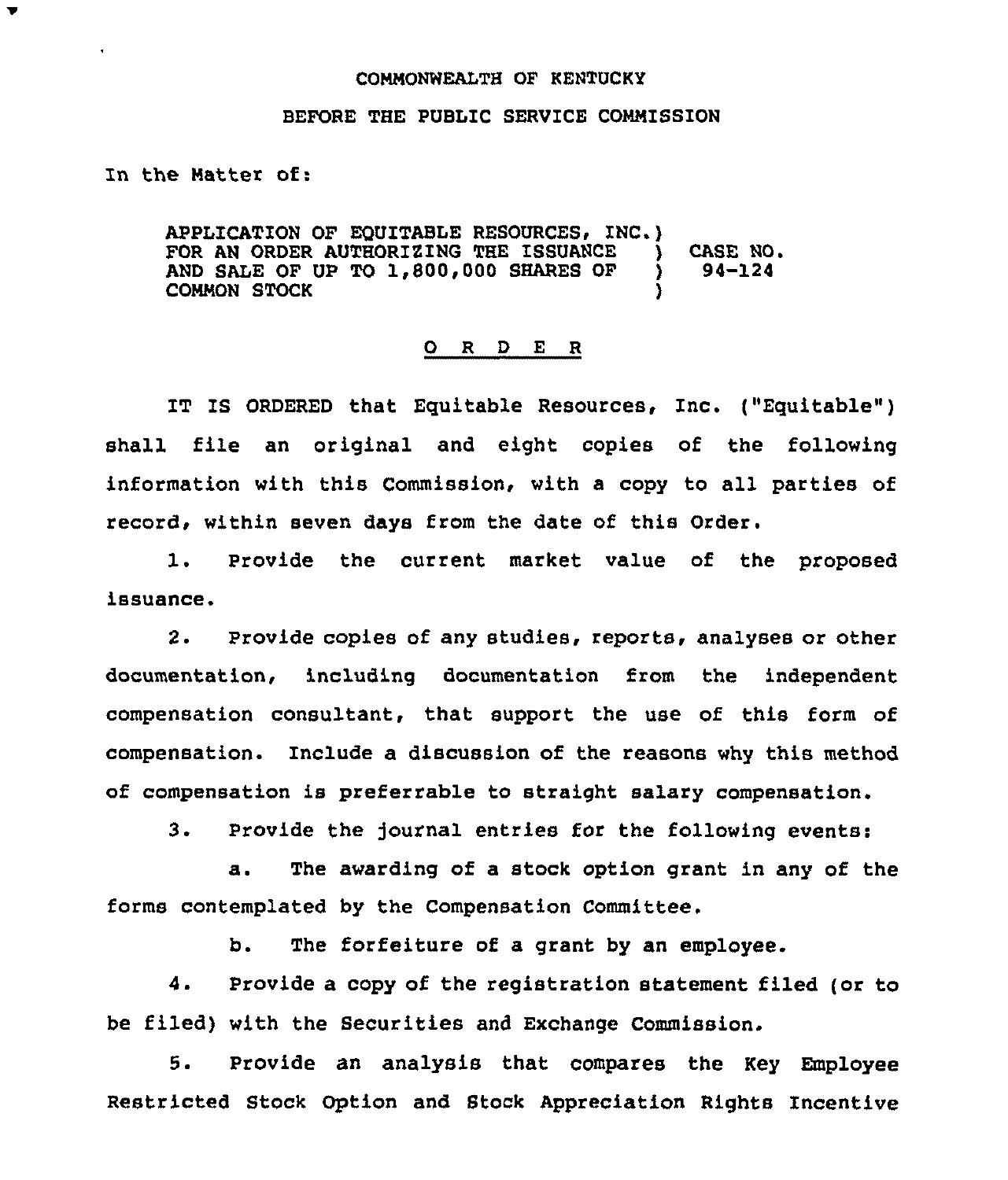COMMONWEALTH OF KENTUCKY

BEFORE THE PUBLIC SERVICE COMMISSION

In the Matter of:

APPLICATION OF EQUITABLE RESOURCES, INC.) FOR AN ORDER AUTHORIZING THE ISSUANCE ) AND SALE OF UP TO 1,800,000 SHARES OF ) COMMON STOCK ) CASE NO. 94-124

O R D E R

IT IS ORDERED that Equitable Resources, Inc. ("Equitable") shall file an original and eight copies of the following information with this Commission, with a copy to all parties of record, within seven days from the date of this Order.

1. Provide the current market value of the proposed issuance.

2. Provide copies of any studies, reports, analyses or other documentation, including documentation from the independent compensation consultant, that support the use of this form of compensation. Include a discussion of the reasons why this method of compensation is preferrable to straight salary compensation.

3. Provide the journal entries for the following events:

   a. The awarding of a stock option grant in any of the forms contemplated by the Compensation Committee.

   b. The forfeiture of a grant by an employee.

4. Provide a copy of the registration statement filed (or to be filed) with the Securities and Exchange Commission.

5. Provide an analysis that compares the Key Employee Restricted Stock Option and Stock Appreciation Rights Incentive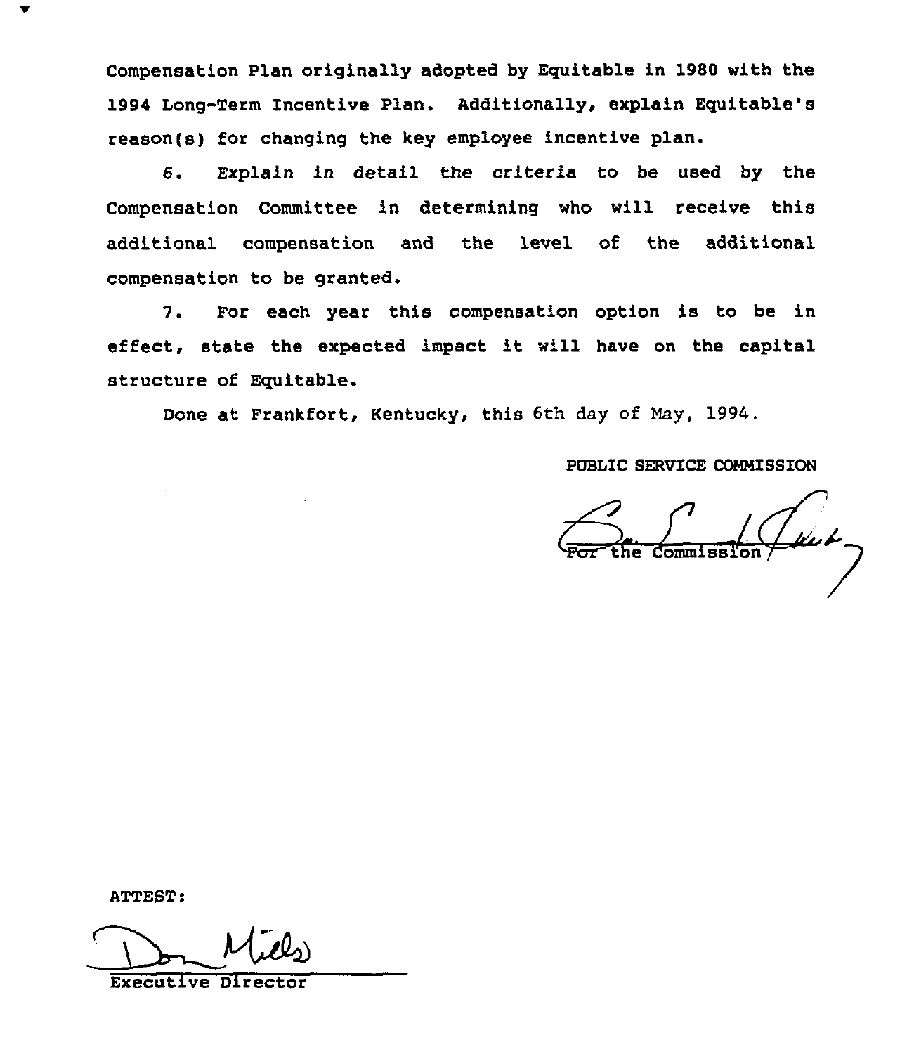Compensation Plan originally adopted by Equitable in 1980 with the 1994 Long-Term Incentive Plan. Additionally, explain Equitable's reason(s) for changing the key employee incentive plan.

6. Explain in detail the criteria to be used by the Compensation Committee in determining who will receive this additional compensation and the level of the additional compensation to be granted.

7. For each year this compensation option is to be in effect, state the expected impact it will have on the capital structure of Equitable.

Done at Frankfort, Kentucky, this 6th day of May, 1994.

PUBLIC SERVICE COMMISSION

For the Commission

ATTEST:

Executive Director